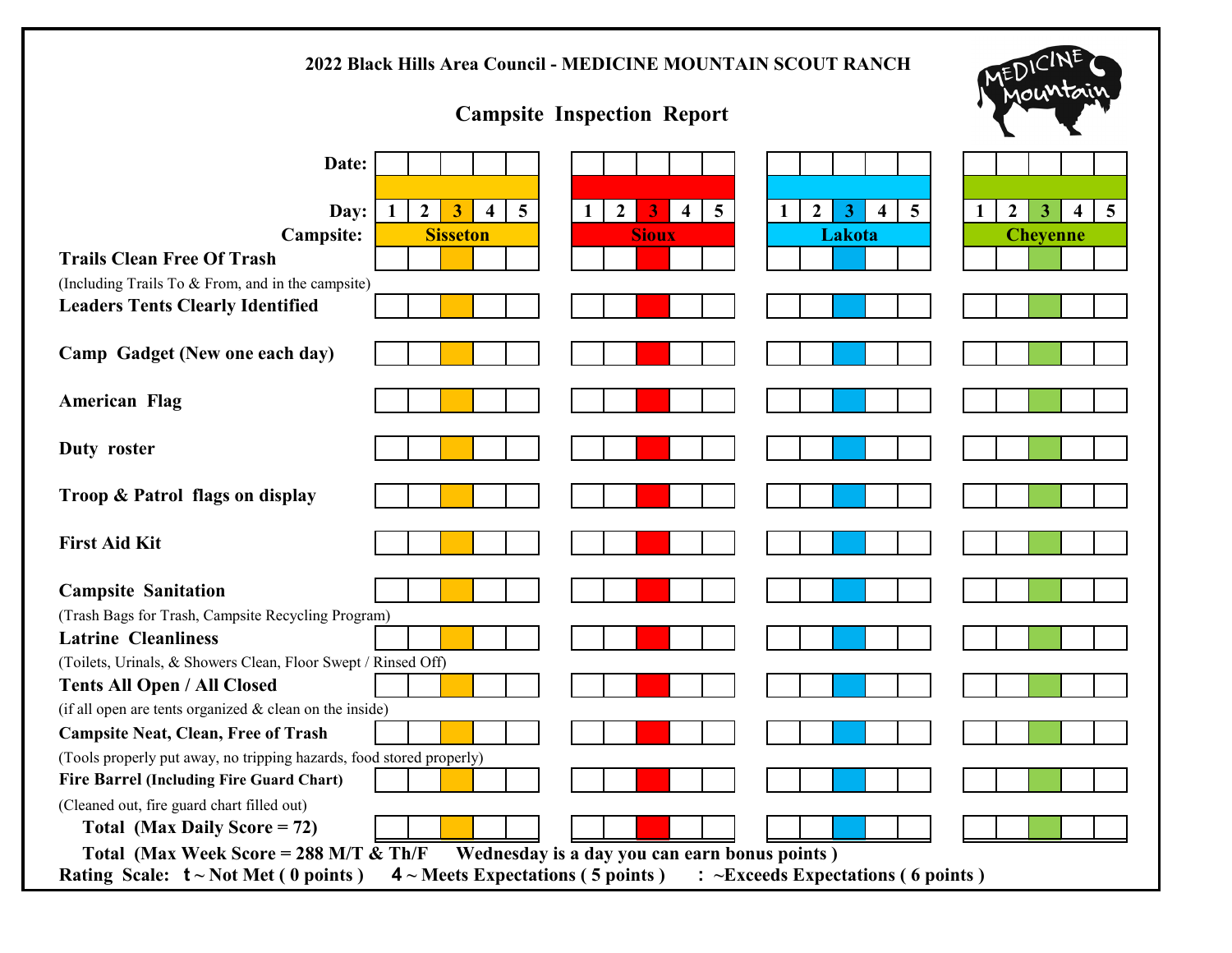**2022 Black Hills Area Council - MEDICINE MOUNTAIN SCOUT RANCH**

## Campsite Inspection Report

| Date: | | | | | | | | | | | | | | | | | | | | |
|---|---|---|---|---|---|---|---|---|---|---|---|---|---|---|---|---|---|---|---|---|
| **Day:** | 1 | 2 | 3 | 4 | 5 | 1 | 2 | 3 | 4 | 5 | 1 | 2 | 3 | 4 | 5 | 1 | 2 | 3 | 4 | 5 |
| **Campsite:** | **Sisseton** | | | | | **Sioux** | | | | | **Lakota** | | | | | **Cheyenne** | | | | |
| **Trails Clean Free Of Trash** (Including Trails To & From, and in the campsite) | | | | | | | | | | | | | | | | | | | | |
| **Leaders Tents Clearly Identified** | | | | | | | | | | | | | | | | | | | | |
| **Camp Gadget (New one each day)** | | | | | | | | | | | | | | | | | | | | |
| **American Flag** | | | | | | | | | | | | | | | | | | | | |
| **Duty roster** | | | | | | | | | | | | | | | | | | | | |
| **Troop & Patrol flags on display** | | | | | | | | | | | | | | | | | | | | |
| **First Aid Kit** | | | | | | | | | | | | | | | | | | | | |
| **Campsite Sanitation** (Trash Bags for Trash, Campsite Recycling Program) | | | | | | | | | | | | | | | | | | | | |
| **Latrine Cleanliness** (Toilets, Urinals, & Showers Clean, Floor Swept / Rinsed Off) | | | | | | | | | | | | | | | | | | | | |
| **Tents All Open / All Closed** (if all open are tents organized & clean on the inside) | | | | | | | | | | | | | | | | | | | | |
| **Campsite Neat, Clean, Free of Trash** (Tools properly put away, no tripping hazards, food stored properly) | | | | | | | | | | | | | | | | | | | | |
| **Fire Barrel (Including Fire Guard Chart)** (Cleaned out, fire guard chart filled out) | | | | | | | | | | | | | | | | | | | | |
| **Total (Max Daily Score = 72)** | | | | | | | | | | | | | | | | | | | | |

**Total (Max Week Score = 288 M/T & Th/F Wednesday is a day you can earn bonus points )**

**Rating Scale: t ~ Not Met ( 0 points ) 4 ~ Meets Expectations ( 5 points ) : ~Exceeds Expectations ( 6 points )**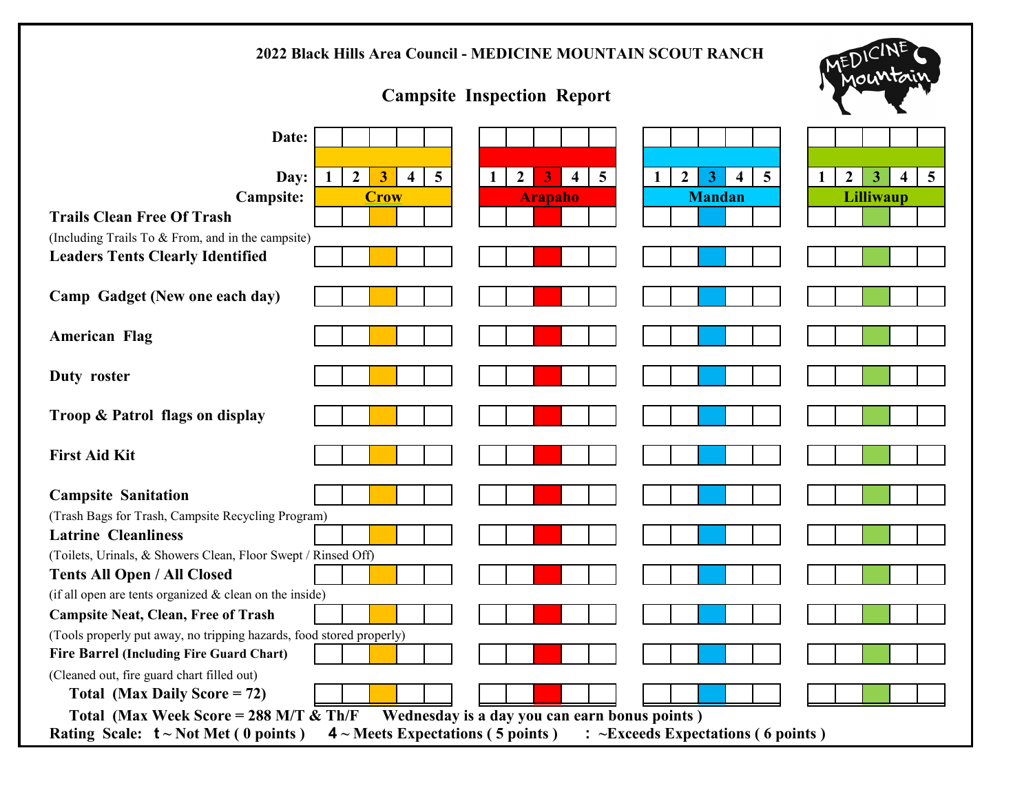2022 Black Hills Area Council - MEDICINE MOUNTAIN SCOUT RANCH

## Campsite Inspection Report

| | | | | | | | | | | | | | | | | | | | | |
|---|---|---|---|---|---|---|---|---|---|---|---|---|---|---|---|---|---|---|---|---|
| **Date:** | | | | | | | | | | | | | | | | | | | | |
| **Day:** | 1 | 2 | 3 | 4 | 5 | 1 | 2 | 3 | 4 | 5 | 1 | 2 | 3 | 4 | 5 | 1 | 2 | 3 | 4 | 5 |
| **Campsite:** | Crow | | | | | Arapaho | | | | | Mandan | | | | | Lilliwaup | | | | |
| **Trails Clean Free Of Trash** (Including Trails To & From, and in the campsite) | | | | | | | | | | | | | | | | | | | | |
| **Leaders Tents Clearly Identified** | | | | | | | | | | | | | | | | | | | | |
| **Camp Gadget (New one each day)** | | | | | | | | | | | | | | | | | | | | |
| **American Flag** | | | | | | | | | | | | | | | | | | | | |
| **Duty roster** | | | | | | | | | | | | | | | | | | | | |
| **Troop & Patrol flags on display** | | | | | | | | | | | | | | | | | | | | |
| **First Aid Kit** | | | | | | | | | | | | | | | | | | | | |
| **Campsite Sanitation** (Trash Bags for Trash, Campsite Recycling Program) | | | | | | | | | | | | | | | | | | | | |
| **Latrine Cleanliness** (Toilets, Urinals, & Showers Clean, Floor Swept / Rinsed Off) | | | | | | | | | | | | | | | | | | | | |
| **Tents All Open / All Closed** (if all open are tents organized & clean on the inside) | | | | | | | | | | | | | | | | | | | | |
| **Campsite Neat, Clean, Free of Trash** (Tools properly put away, no tripping hazards, food stored properly) | | | | | | | | | | | | | | | | | | | | |
| **Fire Barrel (Including Fire Guard Chart)** (Cleaned out, fire guard chart filled out) | | | | | | | | | | | | | | | | | | | | |
| **Total (Max Daily Score = 72)** | | | | | | | | | | | | | | | | | | | | |

**Total (Max Week Score = 288 M/T & Th/F Wednesday is a day you can earn bonus points )**

**Rating Scale: t ~ Not Met ( 0 points ) 4 ~ Meets Expectations ( 5 points ) : ~Exceeds Expectations ( 6 points )**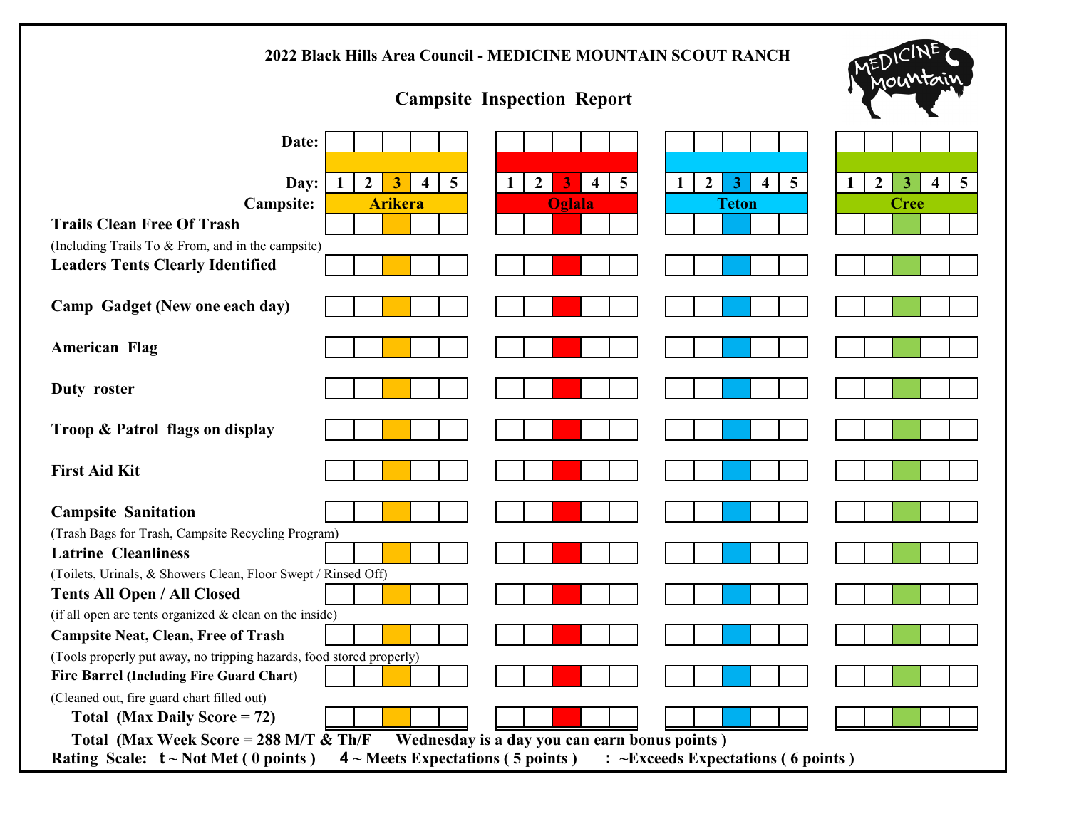**2022 Black Hills Area Council - MEDICINE MOUNTAIN SCOUT RANCH**

## Campsite Inspection Report

| | Arikera | | | | | Oglala | | | | | Teton | | | | | Cree | | | | |
|---|---|---|---|---|---|---|---|---|---|---|---|---|---|---|---|---|---|---|---|---|
| **Date:** | | | | | | | | | | | | | | | | | | | | |
| **Day:** | 1 | 2 | 3 | 4 | 5 | 1 | 2 | 3 | 4 | 5 | 1 | 2 | 3 | 4 | 5 | 1 | 2 | 3 | 4 | 5 |
| **Campsite:** | Arikera | | | | | Oglala | | | | | Teton | | | | | Cree | | | | |
| **Trails Clean Free Of Trash** (Including Trails To & From, and in the campsite) | | | | | | | | | | | | | | | | | | | | |
| **Leaders Tents Clearly Identified** | | | | | | | | | | | | | | | | | | | | |
| **Camp Gadget (New one each day)** | | | | | | | | | | | | | | | | | | | | |
| **American Flag** | | | | | | | | | | | | | | | | | | | | |
| **Duty roster** | | | | | | | | | | | | | | | | | | | | |
| **Troop & Patrol flags on display** | | | | | | | | | | | | | | | | | | | | |
| **First Aid Kit** | | | | | | | | | | | | | | | | | | | | |
| **Campsite Sanitation** (Trash Bags for Trash, Campsite Recycling Program) | | | | | | | | | | | | | | | | | | | | |
| **Latrine Cleanliness** (Toilets, Urinals, & Showers Clean, Floor Swept / Rinsed Off) | | | | | | | | | | | | | | | | | | | | |
| **Tents All Open / All Closed** (if all open are tents organized & clean on the inside) | | | | | | | | | | | | | | | | | | | | |
| **Campsite Neat, Clean, Free of Trash** (Tools properly put away, no tripping hazards, food stored properly) | | | | | | | | | | | | | | | | | | | | |
| **Fire Barrel (Including Fire Guard Chart)** (Cleaned out, fire guard chart filled out) | | | | | | | | | | | | | | | | | | | | |
| **Total (Max Daily Score = 72)** | | | | | | | | | | | | | | | | | | | | |

**Total (Max Week Score = 288 M/T & Th/F Wednesday is a day you can earn bonus points )**

**Rating Scale: t ~ Not Met ( 0 points ) 4 ~ Meets Expectations ( 5 points ) : ~Exceeds Expectations ( 6 points )**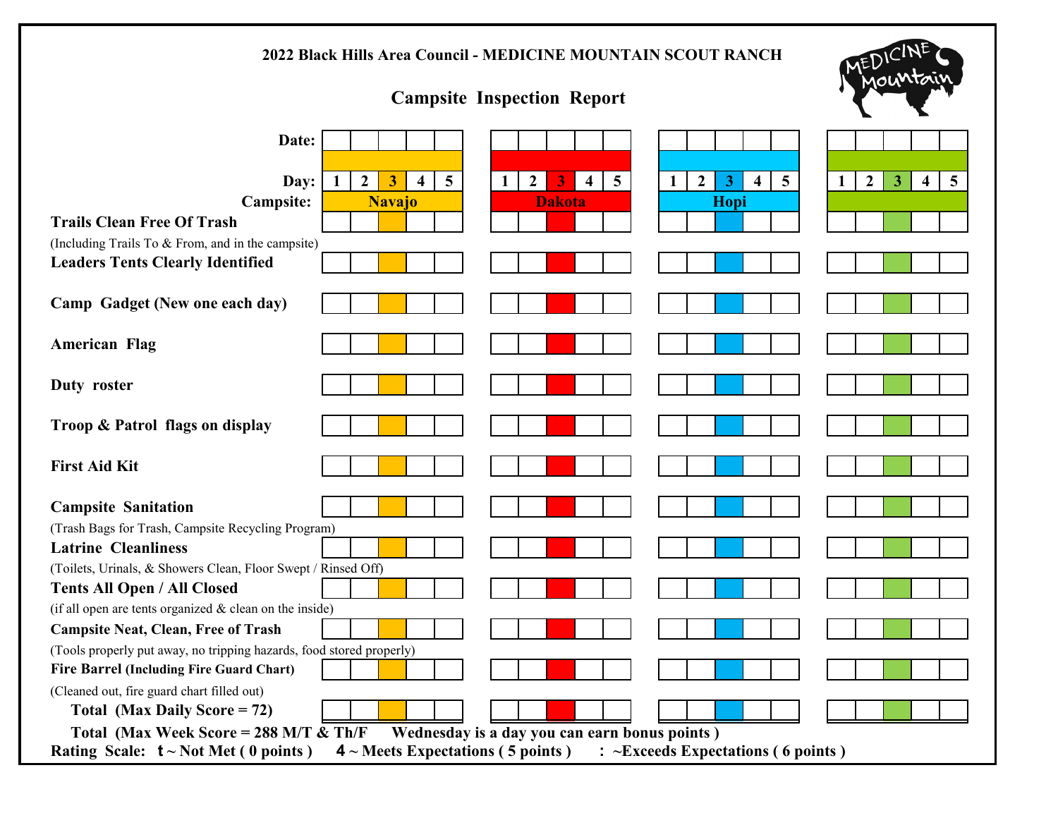**2022 Black Hills Area Council - MEDICINE MOUNTAIN SCOUT RANCH**

## Campsite Inspection Report

| | | | | | | | | | | | | | | | | | | | | |
|---|---|---|---|---|---|---|---|---|---|---|---|---|---|---|---|---|---|---|---|---|
| **Date:** | | | | | | | | | | | | | | | | | | | | |
| **Day:** | **1** | **2** | **3** | **4** | **5** | **1** | **2** | **3** | **4** | **5** | **1** | **2** | **3** | **4** | **5** | **1** | **2** | **3** | **4** | **5** |
| **Campsite:** | **Navajo** | | | | | **Dakota** | | | | | **Hopi** | | | | | | | | | |
| **Trails Clean Free Of Trash** (Including Trails To & From, and in the campsite) | | | | | | | | | | | | | | | | | | | | |
| **Leaders Tents Clearly Identified** | | | | | | | | | | | | | | | | | | | | |
| **Camp Gadget (New one each day)** | | | | | | | | | | | | | | | | | | | | |
| **American Flag** | | | | | | | | | | | | | | | | | | | | |
| **Duty roster** | | | | | | | | | | | | | | | | | | | | |
| **Troop & Patrol flags on display** | | | | | | | | | | | | | | | | | | | | |
| **First Aid Kit** | | | | | | | | | | | | | | | | | | | | |
| **Campsite Sanitation** (Trash Bags for Trash, Campsite Recycling Program) | | | | | | | | | | | | | | | | | | | | |
| **Latrine Cleanliness** (Toilets, Urinals, & Showers Clean, Floor Swept / Rinsed Off) | | | | | | | | | | | | | | | | | | | | |
| **Tents All Open / All Closed** (if all open are tents organized & clean on the inside) | | | | | | | | | | | | | | | | | | | | |
| **Campsite Neat, Clean, Free of Trash** (Tools properly put away, no tripping hazards, food stored properly) | | | | | | | | | | | | | | | | | | | | |
| **Fire Barrel (Including Fire Guard Chart)** (Cleaned out, fire guard chart filled out) | | | | | | | | | | | | | | | | | | | | |
| **Total (Max Daily Score = 72)** | | | | | | | | | | | | | | | | | | | | |

**Total (Max Week Score = 288 M/T & Th/F Wednesday is a day you can earn bonus points )**

**Rating Scale: t ~ Not Met ( 0 points ) 4 ~ Meets Expectations ( 5 points ) : ~Exceeds Expectations ( 6 points )**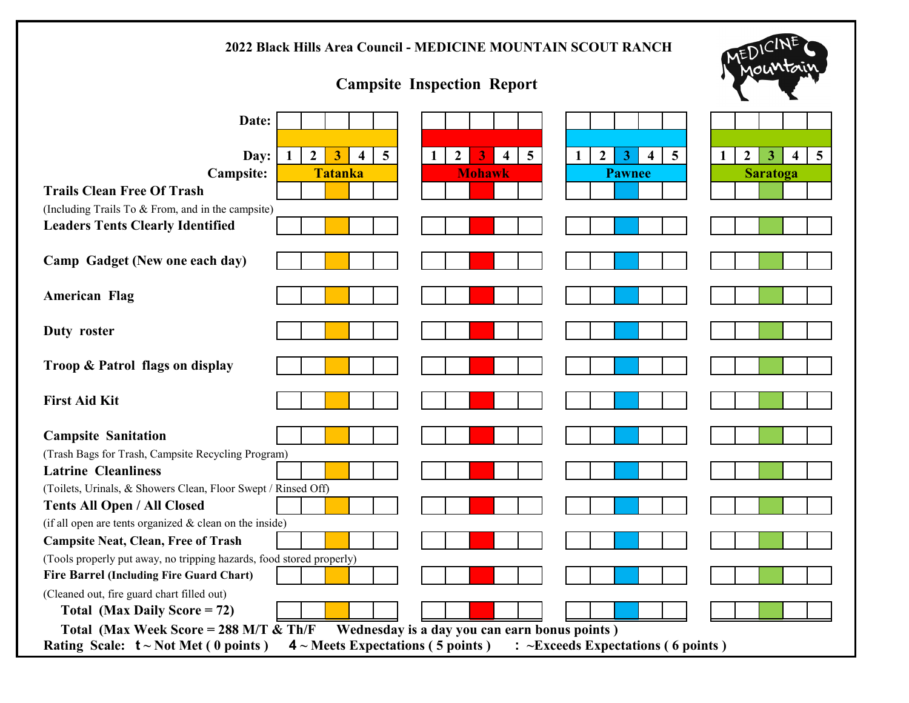**2022 Black Hills Area Council - MEDICINE MOUNTAIN SCOUT RANCH**

## Campsite Inspection Report

| Date: | | | | | | | | | | | | | | | | | | | | |
|---|---|---|---|---|---|---|---|---|---|---|---|---|---|---|---|---|---|---|---|---|
| **Day:** | 1 | 2 | 3 | 4 | 5 | 1 | 2 | 3 | 4 | 5 | 1 | 2 | 3 | 4 | 5 | 1 | 2 | 3 | 4 | 5 |
| **Campsite:** | **Tatanka** | | | | | **Mohawk** | | | | | **Pawnee** | | | | | **Saratoga** | | | | |
| **Trails Clean Free Of Trash** (Including Trails To & From, and in the campsite) | | | | | | | | | | | | | | | | | | | | |
| **Leaders Tents Clearly Identified** | | | | | | | | | | | | | | | | | | | | |
| **Camp Gadget (New one each day)** | | | | | | | | | | | | | | | | | | | | |
| **American Flag** | | | | | | | | | | | | | | | | | | | | |
| **Duty roster** | | | | | | | | | | | | | | | | | | | | |
| **Troop & Patrol flags on display** | | | | | | | | | | | | | | | | | | | | |
| **First Aid Kit** | | | | | | | | | | | | | | | | | | | | |
| **Campsite Sanitation** (Trash Bags for Trash, Campsite Recycling Program) | | | | | | | | | | | | | | | | | | | | |
| **Latrine Cleanliness** (Toilets, Urinals, & Showers Clean, Floor Swept / Rinsed Off) | | | | | | | | | | | | | | | | | | | | |
| **Tents All Open / All Closed** (if all open are tents organized & clean on the inside) | | | | | | | | | | | | | | | | | | | | |
| **Campsite Neat, Clean, Free of Trash** (Tools properly put away, no tripping hazards, food stored properly) | | | | | | | | | | | | | | | | | | | | |
| **Fire Barrel (Including Fire Guard Chart)** (Cleaned out, fire guard chart filled out) | | | | | | | | | | | | | | | | | | | | |
| **Total (Max Daily Score = 72)** | | | | | | | | | | | | | | | | | | | | |

**Total (Max Week Score = 288 M/T & Th/F Wednesday is a day you can earn bonus points )**

**Rating Scale: t ~ Not Met ( 0 points ) 4 ~ Meets Expectations ( 5 points ) : ~Exceeds Expectations ( 6 points )**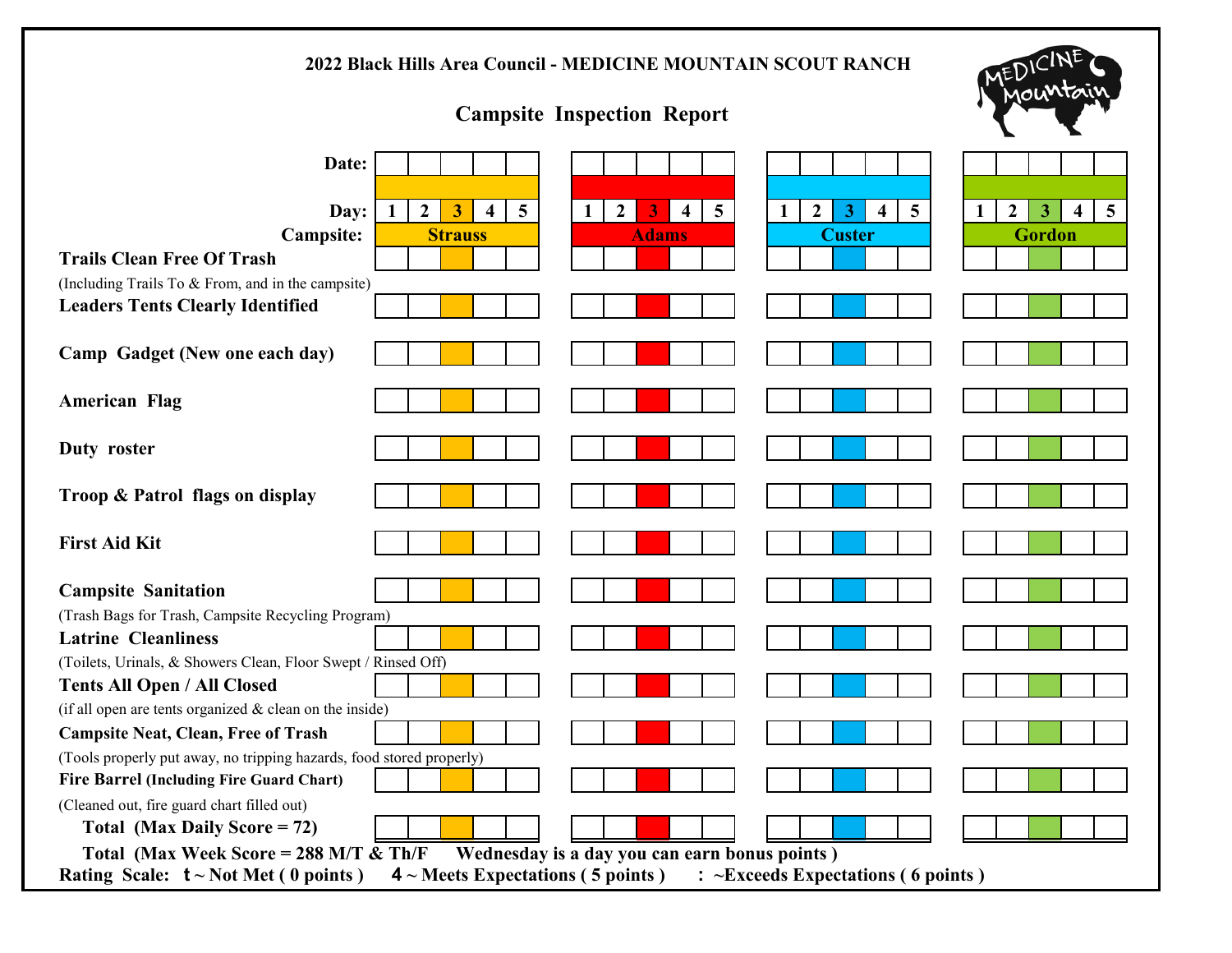**2022 Black Hills Area Council - MEDICINE MOUNTAIN SCOUT RANCH**

## Campsite Inspection Report

| Date: | | | | | | | | | | | | | | | | | | | | |
|---|---|---|---|---|---|---|---|---|---|---|---|---|---|---|---|---|---|---|---|---|
| **Day:** | 1 | 2 | 3 | 4 | 5 | 1 | 2 | 3 | 4 | 5 | 1 | 2 | 3 | 4 | 5 | 1 | 2 | 3 | 4 | 5 |
| **Campsite:** | **Strauss** | | | | | **Adams** | | | | | **Custer** | | | | | **Gordon** | | | | |
| **Trails Clean Free Of Trash** (Including Trails To & From, and in the campsite) | | | | | | | | | | | | | | | | | | | | |
| **Leaders Tents Clearly Identified** | | | | | | | | | | | | | | | | | | | | |
| **Camp Gadget (New one each day)** | | | | | | | | | | | | | | | | | | | | |
| **American Flag** | | | | | | | | | | | | | | | | | | | | |
| **Duty roster** | | | | | | | | | | | | | | | | | | | | |
| **Troop & Patrol flags on display** | | | | | | | | | | | | | | | | | | | | |
| **First Aid Kit** | | | | | | | | | | | | | | | | | | | | |
| **Campsite Sanitation** (Trash Bags for Trash, Campsite Recycling Program) | | | | | | | | | | | | | | | | | | | | |
| **Latrine Cleanliness** (Toilets, Urinals, & Showers Clean, Floor Swept / Rinsed Off) | | | | | | | | | | | | | | | | | | | | |
| **Tents All Open / All Closed** (if all open are tents organized & clean on the inside) | | | | | | | | | | | | | | | | | | | | |
| **Campsite Neat, Clean, Free of Trash** (Tools properly put away, no tripping hazards, food stored properly) | | | | | | | | | | | | | | | | | | | | |
| **Fire Barrel (Including Fire Guard Chart)** (Cleaned out, fire guard chart filled out) | | | | | | | | | | | | | | | | | | | | |
| **Total (Max Daily Score = 72)** | | | | | | | | | | | | | | | | | | | | |

**Total (Max Week Score = 288 M/T & Th/F Wednesday is a day you can earn bonus points )**

**Rating Scale: t ~ Not Met ( 0 points ) 4 ~ Meets Expectations ( 5 points ) : ~Exceeds Expectations ( 6 points )**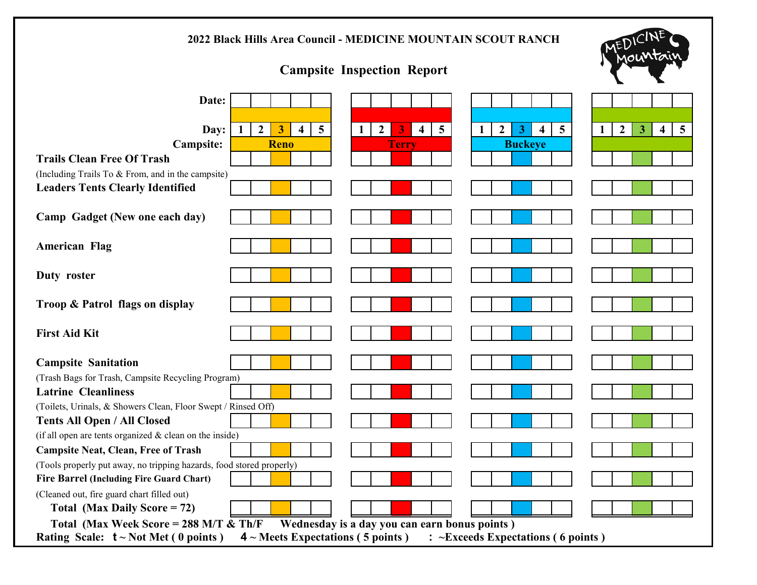**2022 Black Hills Area Council - MEDICINE MOUNTAIN SCOUT RANCH**

## Campsite Inspection Report

| | | | | | | | | | | | | | | | | | | | | |
|---|---|---|---|---|---|---|---|---|---|---|---|---|---|---|---|---|---|---|---|---|
| **Date:** | | | | | | | | | | | | | | | | | | | | |
| **Day:** | 1 | 2 | 3 | 4 | 5 | 1 | 2 | 3 | 4 | 5 | 1 | 2 | 3 | 4 | 5 | 1 | 2 | 3 | 4 | 5 |
| **Campsite:** | Reno | | | | | Terry | | | | | Buckeye | | | | | | | | | |
| **Trails Clean Free Of Trash** (Including Trails To & From, and in the campsite) | | | | | | | | | | | | | | | | | | | | |
| **Leaders Tents Clearly Identified** | | | | | | | | | | | | | | | | | | | | |
| **Camp Gadget (New one each day)** | | | | | | | | | | | | | | | | | | | | |
| **American Flag** | | | | | | | | | | | | | | | | | | | | |
| **Duty roster** | | | | | | | | | | | | | | | | | | | | |
| **Troop & Patrol flags on display** | | | | | | | | | | | | | | | | | | | | |
| **First Aid Kit** | | | | | | | | | | | | | | | | | | | | |
| **Campsite Sanitation** (Trash Bags for Trash, Campsite Recycling Program) | | | | | | | | | | | | | | | | | | | | |
| **Latrine Cleanliness** (Toilets, Urinals, & Showers Clean, Floor Swept / Rinsed Off) | | | | | | | | | | | | | | | | | | | | |
| **Tents All Open / All Closed** (if all open are tents organized & clean on the inside) | | | | | | | | | | | | | | | | | | | | |
| **Campsite Neat, Clean, Free of Trash** (Tools properly put away, no tripping hazards, food stored properly) | | | | | | | | | | | | | | | | | | | | |
| **Fire Barrel (Including Fire Guard Chart)** (Cleaned out, fire guard chart filled out) | | | | | | | | | | | | | | | | | | | | |
| **Total (Max Daily Score = 72)** | | | | | | | | | | | | | | | | | | | | |

**Total (Max Week Score = 288 M/T & Th/F Wednesday is a day you can earn bonus points )**

**Rating Scale: t ~ Not Met ( 0 points ) 4 ~ Meets Expectations ( 5 points ) : ~Exceeds Expectations ( 6 points )**